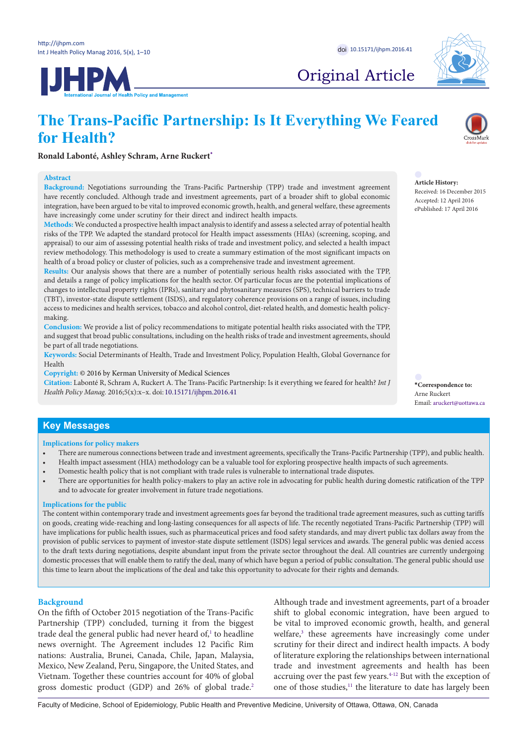Original Article

# The Trans-Pacific Partnership: Is It Everything We Feared for Health?

**Ronald Labonté, Ashley Schram, Arne Ruckert***

## Abstract

**Background:** Negotiations surrounding the Trans-Pacific Partnership (TPP) trade and investment agreement have recently concluded. Although trade and investment agreements, part of a broader shift to global economic integration, have been argued to be vital to improved economic growth, health, and general welfare, these agreements have increasingly come under scrutiny for their direct and indirect health impacts.

**Methods:** We conducted a prospective health impact analysis to identify and assess a selected array of potential health risks of the TPP. We adapted the standard protocol for Health impact assessments (HIAs) (screening, scoping, and appraisal) to our aim of assessing potential health risks of trade and investment policy, and selected a health impact review methodology. This methodology is used to create a summary estimation of the most significant impacts on health of a broad policy or cluster of policies, such as a comprehensive trade and investment agreement.

**Results:** Our analysis shows that there are a number of potentially serious health risks associated with the TPP, and details a range of policy implications for the health sector. Of particular focus are the potential implications of changes to intellectual property rights (IPRs), sanitary and phytosanitary measures (SPS), technical barriers to trade (TBT), investor-state dispute settlement (ISDS), and regulatory coherence provisions on a range of issues, including access to medicines and health services, tobacco and alcohol control, diet-related health, and domestic health policy-making.

**Conclusion:** We provide a list of policy recommendations to mitigate potential health risks associated with the TPP, and suggest that broad public consultations, including on the health risks of trade and investment agreements, should be part of all trade negotiations.

**Keywords:** Social Determinants of Health, Trade and Investment Policy, Population Health, Global Governance for Health

**Copyright:** © 2016 by Kerman University of Medical Sciences

**Citation:** Labonté R, Schram A, Ruckert A. The Trans-Pacific Partnership: Is it everything we feared for health? *Int J Health Policy Manag.* 2016;5(x):x–x. doi:10.15171/ijhpm.2016.41

**Article History:**
Received: 16 December 2015
Accepted: 12 April 2016
ePublished: 17 April 2016

***Correspondence to:**
Arne Ruckert
Email: aruckert@uottawa.ca

## Key Messages

### Implications for policy makers

- There are numerous connections between trade and investment agreements, specifically the Trans-Pacific Partnership (TPP), and public health.
- Health impact assessment (HIA) methodology can be a valuable tool for exploring prospective health impacts of such agreements.
- Domestic health policy that is not compliant with trade rules is vulnerable to international trade disputes.
- There are opportunities for health policy-makers to play an active role in advocating for public health during domestic ratification of the TPP and to advocate for greater involvement in future trade negotiations.

### Implications for the public

The content within contemporary trade and investment agreements goes far beyond the traditional trade agreement measures, such as cutting tariffs on goods, creating wide-reaching and long-lasting consequences for all aspects of life. The recently negotiated Trans-Pacific Partnership (TPP) will have implications for public health issues, such as pharmaceutical prices and food safety standards, and may divert public tax dollars away from the provision of public services to payment of investor-state dispute settlement (ISDS) legal services and awards. The general public was denied access to the draft texts during negotiations, despite abundant input from the private sector throughout the deal. All countries are currently undergoing domestic processes that will enable them to ratify the deal, many of which have begun a period of public consultation. The general public should use this time to learn about the implications of the deal and take this opportunity to advocate for their rights and demands.

## Background

On the fifth of October 2015 negotiation of the Trans-Pacific Partnership (TPP) concluded, turning it from the biggest trade deal the general public had never heard of,[1] to headline news overnight. The Agreement includes 12 Pacific Rim nations: Australia, Brunei, Canada, Chile, Japan, Malaysia, Mexico, New Zealand, Peru, Singapore, the United States, and Vietnam. Together these countries account for 40% of global gross domestic product (GDP) and 26% of global trade.[2] Although trade and investment agreements, part of a broader shift to global economic integration, have been argued to be vital to improved economic growth, health, and general welfare,[3] these agreements have increasingly come under scrutiny for their direct and indirect health impacts. A body of literature exploring the relationships between international trade and investment agreements and health has been accruing over the past few years.[4-12] But with the exception of one of those studies,[11] the literature to date has largely been

Faculty of Medicine, School of Epidemiology, Public Health and Preventive Medicine, University of Ottawa, Ottawa, ON, Canada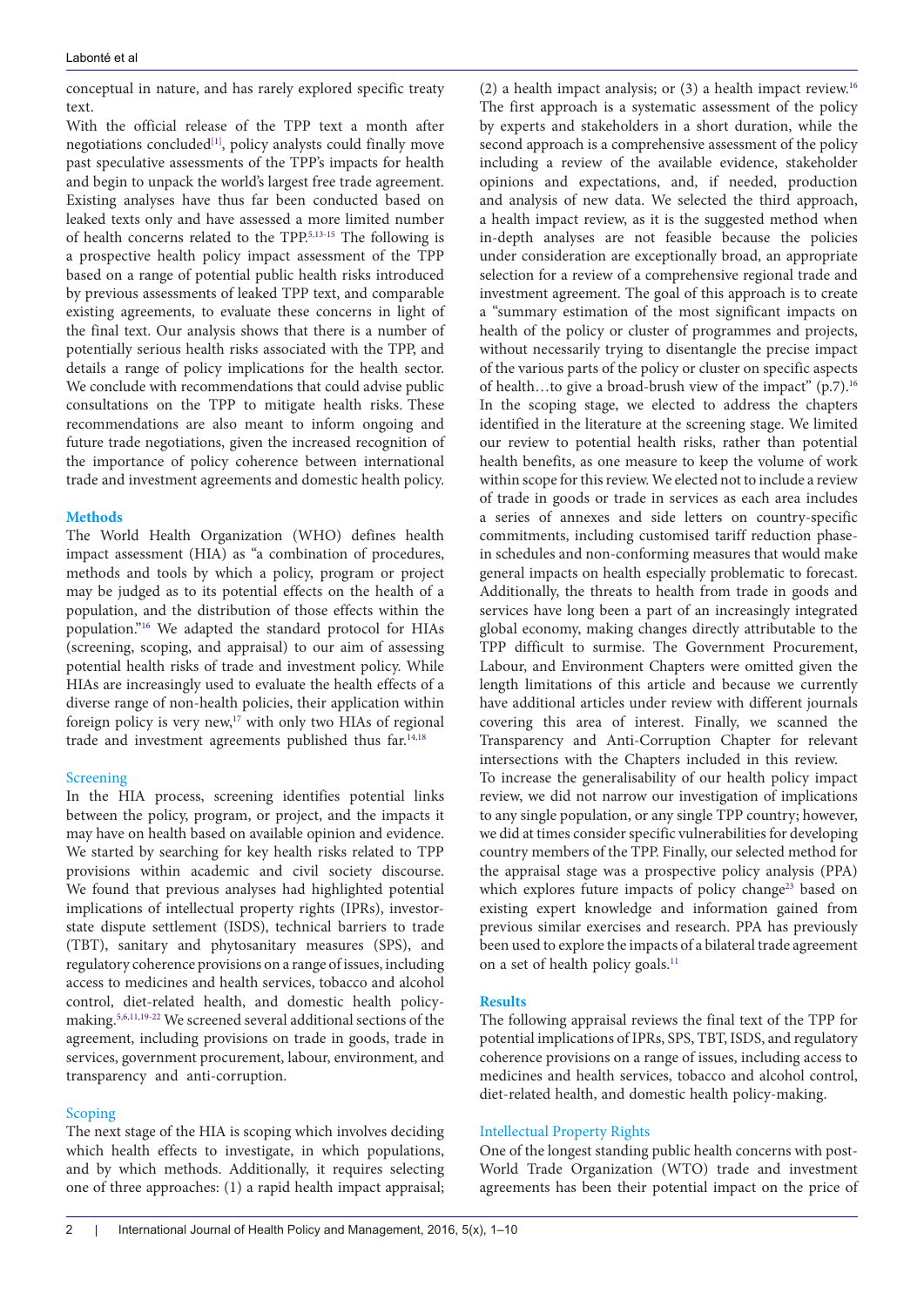conceptual in nature, and has rarely explored specific treaty text.

With the official release of the TPP text a month after negotiations concluded[1], policy analysts could finally move past speculative assessments of the TPP's impacts for health and begin to unpack the world's largest free trade agreement. Existing analyses have thus far been conducted based on leaked texts only and have assessed a more limited number of health concerns related to the TPP.[5,13-15] The following is a prospective health policy impact assessment of the TPP based on a range of potential public health risks introduced by previous assessments of leaked TPP text, and comparable existing agreements, to evaluate these concerns in light of the final text. Our analysis shows that there is a number of potentially serious health risks associated with the TPP, and details a range of policy implications for the health sector. We conclude with recommendations that could advise public consultations on the TPP to mitigate health risks. These recommendations are also meant to inform ongoing and future trade negotiations, given the increased recognition of the importance of policy coherence between international trade and investment agreements and domestic health policy.

## Methods

The World Health Organization (WHO) defines health impact assessment (HIA) as "a combination of procedures, methods and tools by which a policy, program or project may be judged as to its potential effects on the health of a population, and the distribution of those effects within the population."[16] We adapted the standard protocol for HIAs (screening, scoping, and appraisal) to our aim of assessing potential health risks of trade and investment policy. While HIAs are increasingly used to evaluate the health effects of a diverse range of non-health policies, their application within foreign policy is very new,[17] with only two HIAs of regional trade and investment agreements published thus far.[14,18]

### Screening

In the HIA process, screening identifies potential links between the policy, program, or project, and the impacts it may have on health based on available opinion and evidence. We started by searching for key health risks related to TPP provisions within academic and civil society discourse. We found that previous analyses had highlighted potential implications of intellectual property rights (IPRs), investor-state dispute settlement (ISDS), technical barriers to trade (TBT), sanitary and phytosanitary measures (SPS), and regulatory coherence provisions on a range of issues, including access to medicines and health services, tobacco and alcohol control, diet-related health, and domestic health policy-making.[5,6,11,19-22] We screened several additional sections of the agreement, including provisions on trade in goods, trade in services, government procurement, labour, environment, and transparency and anti-corruption.

### Scoping

The next stage of the HIA is scoping which involves deciding which health effects to investigate, in which populations, and by which methods. Additionally, it requires selecting one of three approaches: (1) a rapid health impact appraisal; (2) a health impact analysis; or (3) a health impact review.[16] The first approach is a systematic assessment of the policy by experts and stakeholders in a short duration, while the second approach is a comprehensive assessment of the policy including a review of the available evidence, stakeholder opinions and expectations, and, if needed, production and analysis of new data. We selected the third approach, a health impact review, as it is the suggested method when in-depth analyses are not feasible because the policies under consideration are exceptionally broad, an appropriate selection for a review of a comprehensive regional trade and investment agreement. The goal of this approach is to create a "summary estimation of the most significant impacts on health of the policy or cluster of programmes and projects, without necessarily trying to disentangle the precise impact of the various parts of the policy or cluster on specific aspects of health…to give a broad-brush view of the impact" (p.7).[16] In the scoping stage, we elected to address the chapters identified in the literature at the screening stage. We limited our review to potential health risks, rather than potential health benefits, as one measure to keep the volume of work within scope for this review. We elected not to include a review of trade in goods or trade in services as each area includes a series of annexes and side letters on country-specific commitments, including customised tariff reduction phase-in schedules and non-conforming measures that would make general impacts on health especially problematic to forecast. Additionally, the threats to health from trade in goods and services have long been a part of an increasingly integrated global economy, making changes directly attributable to the TPP difficult to surmise. The Government Procurement, Labour, and Environment Chapters were omitted given the length limitations of this article and because we currently have additional articles under review with different journals covering this area of interest. Finally, we scanned the Transparency and Anti-Corruption Chapter for relevant intersections with the Chapters included in this review.

To increase the generalisability of our health policy impact review, we did not narrow our investigation of implications to any single population, or any single TPP country; however, we did at times consider specific vulnerabilities for developing country members of the TPP. Finally, our selected method for the appraisal stage was a prospective policy analysis (PPA) which explores future impacts of policy change[23] based on existing expert knowledge and information gained from previous similar exercises and research. PPA has previously been used to explore the impacts of a bilateral trade agreement on a set of health policy goals.[11]

## Results

The following appraisal reviews the final text of the TPP for potential implications of IPRs, SPS, TBT, ISDS, and regulatory coherence provisions on a range of issues, including access to medicines and health services, tobacco and alcohol control, diet-related health, and domestic health policy-making.

### Intellectual Property Rights

One of the longest standing public health concerns with post-World Trade Organization (WTO) trade and investment agreements has been their potential impact on the price of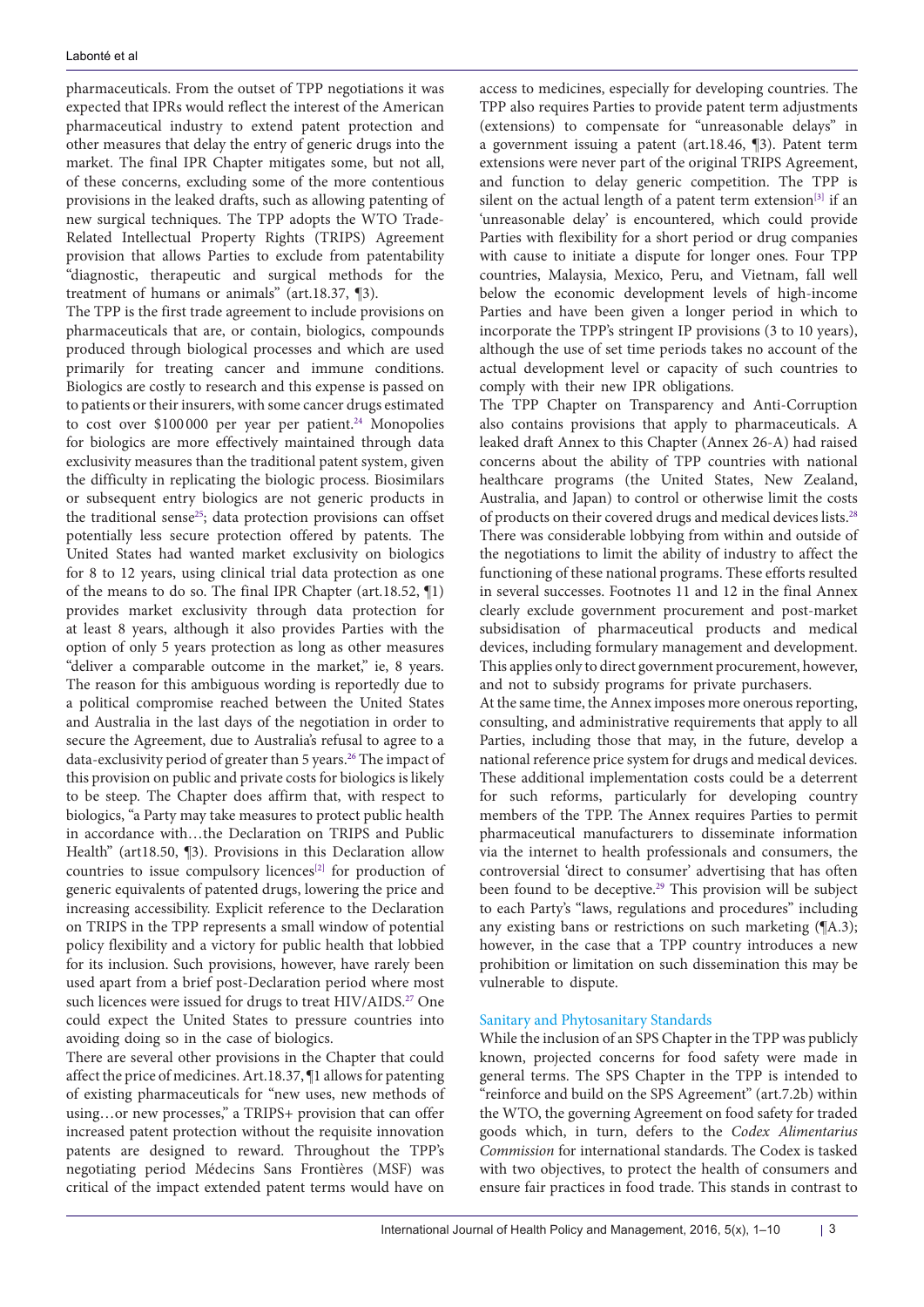pharmaceuticals. From the outset of TPP negotiations it was expected that IPRs would reflect the interest of the American pharmaceutical industry to extend patent protection and other measures that delay the entry of generic drugs into the market. The final IPR Chapter mitigates some, but not all, of these concerns, excluding some of the more contentious provisions in the leaked drafts, such as allowing patenting of new surgical techniques. The TPP adopts the WTO Trade-Related Intellectual Property Rights (TRIPS) Agreement provision that allows Parties to exclude from patentability "diagnostic, therapeutic and surgical methods for the treatment of humans or animals" (art.18.37, ¶3).

The TPP is the first trade agreement to include provisions on pharmaceuticals that are, or contain, biologics, compounds produced through biological processes and which are used primarily for treating cancer and immune conditions. Biologics are costly to research and this expense is passed on to patients or their insurers, with some cancer drugs estimated to cost over $100 000 per year per patient.[24] Monopolies for biologics are more effectively maintained through data exclusivity measures than the traditional patent system, given the difficulty in replicating the biologic process. Biosimilars or subsequent entry biologics are not generic products in the traditional sense[25]; data protection provisions can offset potentially less secure protection offered by patents. The United States had wanted market exclusivity on biologics for 8 to 12 years, using clinical trial data protection as one of the means to do so. The final IPR Chapter (art.18.52, ¶1) provides market exclusivity through data protection for at least 8 years, although it also provides Parties with the option of only 5 years protection as long as other measures "deliver a comparable outcome in the market," ie, 8 years. The reason for this ambiguous wording is reportedly due to a political compromise reached between the United States and Australia in the last days of the negotiation in order to secure the Agreement, due to Australia's refusal to agree to a data-exclusivity period of greater than 5 years.[26] The impact of this provision on public and private costs for biologics is likely to be steep. The Chapter does affirm that, with respect to biologics, "a Party may take measures to protect public health in accordance with…the Declaration on TRIPS and Public Health" (art18.50, ¶3). Provisions in this Declaration allow countries to issue compulsory licences[2] for production of generic equivalents of patented drugs, lowering the price and increasing accessibility. Explicit reference to the Declaration on TRIPS in the TPP represents a small window of potential policy flexibility and a victory for public health that lobbied for its inclusion. Such provisions, however, have rarely been used apart from a brief post-Declaration period where most such licences were issued for drugs to treat HIV/AIDS.[27] One could expect the United States to pressure countries into avoiding doing so in the case of biologics.

There are several other provisions in the Chapter that could affect the price of medicines. Art.18.37, ¶1 allows for patenting of existing pharmaceuticals for "new uses, new methods of using…or new processes," a TRIPS+ provision that can offer increased patent protection without the requisite innovation patents are designed to reward. Throughout the TPP's negotiating period Médecins Sans Frontières (MSF) was critical of the impact extended patent terms would have on access to medicines, especially for developing countries. The TPP also requires Parties to provide patent term adjustments (extensions) to compensate for "unreasonable delays" in a government issuing a patent (art.18.46, ¶3). Patent term extensions were never part of the original TRIPS Agreement, and function to delay generic competition. The TPP is silent on the actual length of a patent term extension[3] if an 'unreasonable delay' is encountered, which could provide Parties with flexibility for a short period or drug companies with cause to initiate a dispute for longer ones. Four TPP countries, Malaysia, Mexico, Peru, and Vietnam, fall well below the economic development levels of high-income Parties and have been given a longer period in which to incorporate the TPP's stringent IP provisions (3 to 10 years), although the use of set time periods takes no account of the actual development level or capacity of such countries to comply with their new IPR obligations.

The TPP Chapter on Transparency and Anti-Corruption also contains provisions that apply to pharmaceuticals. A leaked draft Annex to this Chapter (Annex 26-A) had raised concerns about the ability of TPP countries with national healthcare programs (the United States, New Zealand, Australia, and Japan) to control or otherwise limit the costs of products on their covered drugs and medical devices lists.[28] There was considerable lobbying from within and outside of the negotiations to limit the ability of industry to affect the functioning of these national programs. These efforts resulted in several successes. Footnotes 11 and 12 in the final Annex clearly exclude government procurement and post-market subsidisation of pharmaceutical products and medical devices, including formulary management and development. This applies only to direct government procurement, however, and not to subsidy programs for private purchasers.

At the same time, the Annex imposes more onerous reporting, consulting, and administrative requirements that apply to all Parties, including those that may, in the future, develop a national reference price system for drugs and medical devices. These additional implementation costs could be a deterrent for such reforms, particularly for developing country members of the TPP. The Annex requires Parties to permit pharmaceutical manufacturers to disseminate information via the internet to health professionals and consumers, the controversial 'direct to consumer' advertising that has often been found to be deceptive.[29] This provision will be subject to each Party's "laws, regulations and procedures" including any existing bans or restrictions on such marketing (¶A.3); however, in the case that a TPP country introduces a new prohibition or limitation on such dissemination this may be vulnerable to dispute.

### Sanitary and Phytosanitary Standards

While the inclusion of an SPS Chapter in the TPP was publicly known, projected concerns for food safety were made in general terms. The SPS Chapter in the TPP is intended to "reinforce and build on the SPS Agreement" (art.7.2b) within the WTO, the governing Agreement on food safety for traded goods which, in turn, defers to the *Codex Alimentarius Commission* for international standards. The Codex is tasked with two objectives, to protect the health of consumers and ensure fair practices in food trade. This stands in contrast to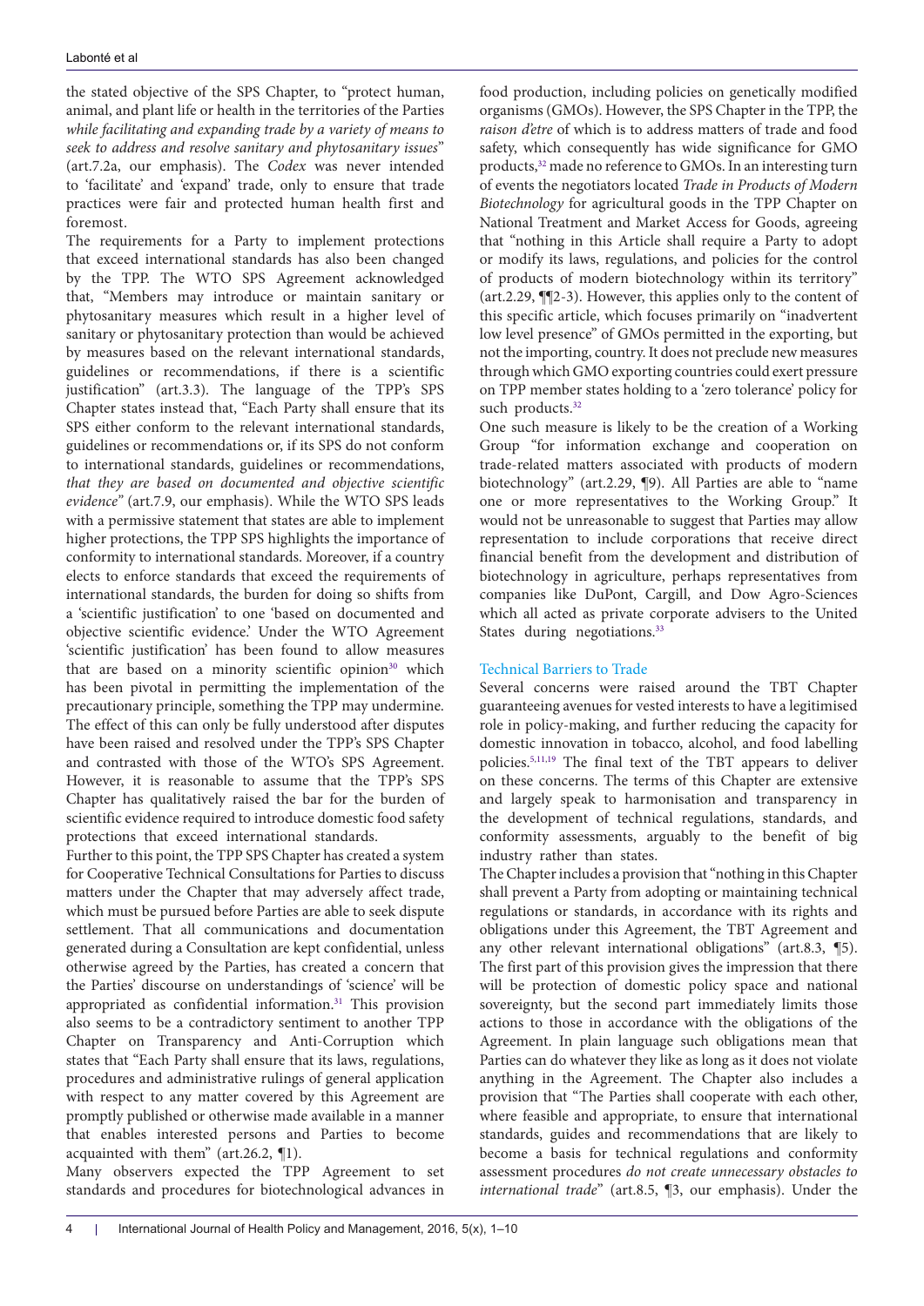the stated objective of the SPS Chapter, to "protect human, animal, and plant life or health in the territories of the Parties *while facilitating and expanding trade by a variety of means to seek to address and resolve sanitary and phytosanitary issues*" (art.7.2a, our emphasis). The *Codex* was never intended to 'facilitate' and 'expand' trade, only to ensure that trade practices were fair and protected human health first and foremost.

The requirements for a Party to implement protections that exceed international standards has also been changed by the TPP. The WTO SPS Agreement acknowledged that, "Members may introduce or maintain sanitary or phytosanitary measures which result in a higher level of sanitary or phytosanitary protection than would be achieved by measures based on the relevant international standards, guidelines or recommendations, if there is a scientific justification" (art.3.3). The language of the TPP's SPS Chapter states instead that, "Each Party shall ensure that its SPS either conform to the relevant international standards, guidelines or recommendations or, if its SPS do not conform to international standards, guidelines or recommendations, *that they are based on documented and objective scientific evidence*" (art.7.9, our emphasis). While the WTO SPS leads with a permissive statement that states are able to implement higher protections, the TPP SPS highlights the importance of conformity to international standards. Moreover, if a country elects to enforce standards that exceed the requirements of international standards, the burden for doing so shifts from a 'scientific justification' to one 'based on documented and objective scientific evidence.' Under the WTO Agreement 'scientific justification' has been found to allow measures that are based on a minority scientific opinion[30] which has been pivotal in permitting the implementation of the precautionary principle, something the TPP may undermine. The effect of this can only be fully understood after disputes have been raised and resolved under the TPP's SPS Chapter and contrasted with those of the WTO's SPS Agreement. However, it is reasonable to assume that the TPP's SPS Chapter has qualitatively raised the bar for the burden of scientific evidence required to introduce domestic food safety protections that exceed international standards.

Further to this point, the TPP SPS Chapter has created a system for Cooperative Technical Consultations for Parties to discuss matters under the Chapter that may adversely affect trade, which must be pursued before Parties are able to seek dispute settlement. That all communications and documentation generated during a Consultation are kept confidential, unless otherwise agreed by the Parties, has created a concern that the Parties' discourse on understandings of 'science' will be appropriated as confidential information.[31] This provision also seems to be a contradictory sentiment to another TPP Chapter on Transparency and Anti-Corruption which states that "Each Party shall ensure that its laws, regulations, procedures and administrative rulings of general application with respect to any matter covered by this Agreement are promptly published or otherwise made available in a manner that enables interested persons and Parties to become acquainted with them" (art.26.2, ¶1).

Many observers expected the TPP Agreement to set standards and procedures for biotechnological advances in food production, including policies on genetically modified organisms (GMOs). However, the SPS Chapter in the TPP, the *raison d'etre* of which is to address matters of trade and food safety, which consequently has wide significance for GMO products,[32] made no reference to GMOs. In an interesting turn of events the negotiators located *Trade in Products of Modern Biotechnology* for agricultural goods in the TPP Chapter on National Treatment and Market Access for Goods, agreeing that "nothing in this Article shall require a Party to adopt or modify its laws, regulations, and policies for the control of products of modern biotechnology within its territory" (art.2.29, ¶¶2-3). However, this applies only to the content of this specific article, which focuses primarily on "inadvertent low level presence" of GMOs permitted in the exporting, but not the importing, country. It does not preclude new measures through which GMO exporting countries could exert pressure on TPP member states holding to a 'zero tolerance' policy for such products.[32]

One such measure is likely to be the creation of a Working Group "for information exchange and cooperation on trade-related matters associated with products of modern biotechnology" (art.2.29, ¶9). All Parties are able to "name one or more representatives to the Working Group." It would not be unreasonable to suggest that Parties may allow representation to include corporations that receive direct financial benefit from the development and distribution of biotechnology in agriculture, perhaps representatives from companies like DuPont, Cargill, and Dow Agro-Sciences which all acted as private corporate advisers to the United States during negotiations.[33]

### Technical Barriers to Trade

Several concerns were raised around the TBT Chapter guaranteeing avenues for vested interests to have a legitimised role in policy-making, and further reducing the capacity for domestic innovation in tobacco, alcohol, and food labelling policies.[5,11,19] The final text of the TBT appears to deliver on these concerns. The terms of this Chapter are extensive and largely speak to harmonisation and transparency in the development of technical regulations, standards, and conformity assessments, arguably to the benefit of big industry rather than states.

The Chapter includes a provision that "nothing in this Chapter shall prevent a Party from adopting or maintaining technical regulations or standards, in accordance with its rights and obligations under this Agreement, the TBT Agreement and any other relevant international obligations" (art.8.3, ¶5). The first part of this provision gives the impression that there will be protection of domestic policy space and national sovereignty, but the second part immediately limits those actions to those in accordance with the obligations of the Agreement. In plain language such obligations mean that Parties can do whatever they like as long as it does not violate anything in the Agreement. The Chapter also includes a provision that "The Parties shall cooperate with each other, where feasible and appropriate, to ensure that international standards, guides and recommendations that are likely to become a basis for technical regulations and conformity assessment procedures *do not create unnecessary obstacles to international trade*" (art.8.5, ¶3, our emphasis). Under the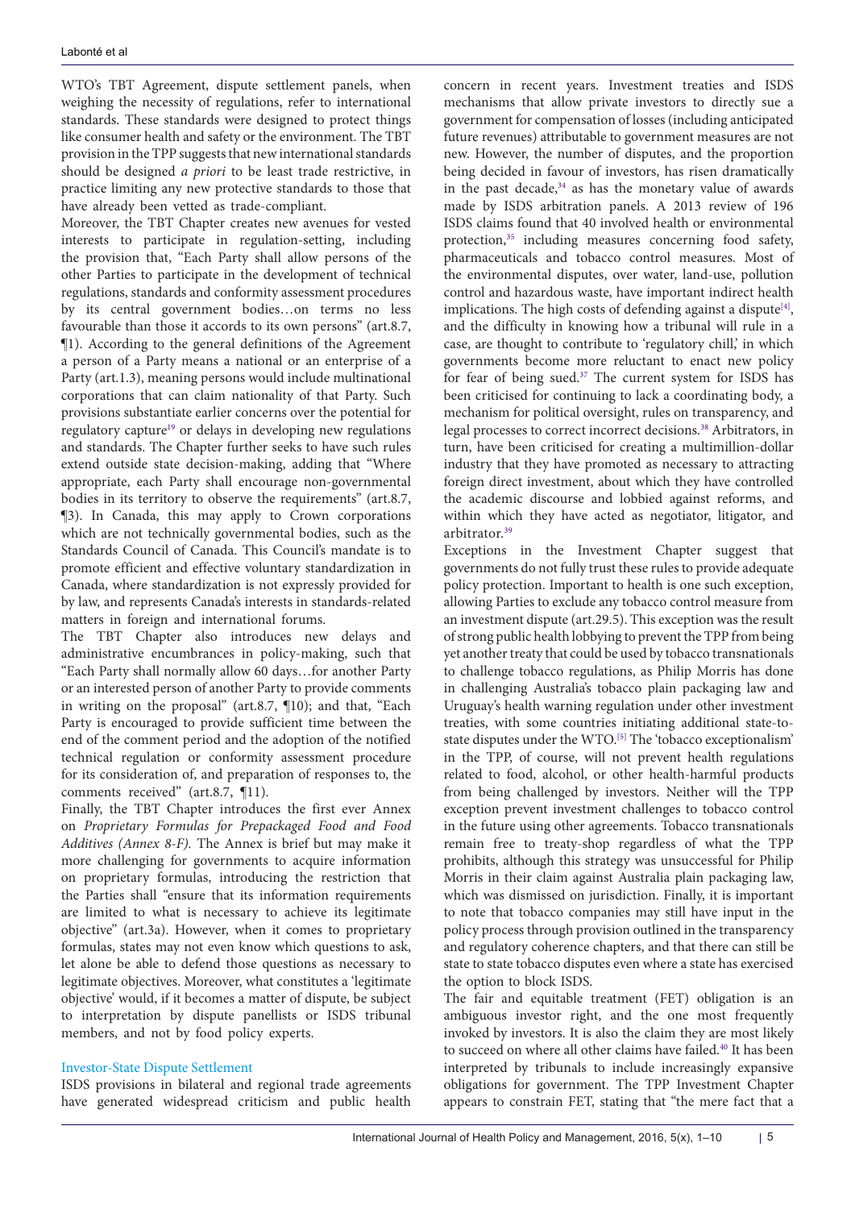WTO's TBT Agreement, dispute settlement panels, when weighing the necessity of regulations, refer to international standards. These standards were designed to protect things like consumer health and safety or the environment. The TBT provision in the TPP suggests that new international standards should be designed *a priori* to be least trade restrictive, in practice limiting any new protective standards to those that have already been vetted as trade-compliant.

Moreover, the TBT Chapter creates new avenues for vested interests to participate in regulation-setting, including the provision that, "Each Party shall allow persons of the other Parties to participate in the development of technical regulations, standards and conformity assessment procedures by its central government bodies…on terms no less favourable than those it accords to its own persons" (art.8.7, ¶1). According to the general definitions of the Agreement a person of a Party means a national or an enterprise of a Party (art.1.3), meaning persons would include multinational corporations that can claim nationality of that Party. Such provisions substantiate earlier concerns over the potential for regulatory capture[19] or delays in developing new regulations and standards. The Chapter further seeks to have such rules extend outside state decision-making, adding that "Where appropriate, each Party shall encourage non-governmental bodies in its territory to observe the requirements" (art.8.7, ¶3). In Canada, this may apply to Crown corporations which are not technically governmental bodies, such as the Standards Council of Canada. This Council's mandate is to promote efficient and effective voluntary standardization in Canada, where standardization is not expressly provided for by law, and represents Canada's interests in standards-related matters in foreign and international forums.

The TBT Chapter also introduces new delays and administrative encumbrances in policy-making, such that "Each Party shall normally allow 60 days…for another Party or an interested person of another Party to provide comments in writing on the proposal" (art.8.7, ¶10); and that, "Each Party is encouraged to provide sufficient time between the end of the comment period and the adoption of the notified technical regulation or conformity assessment procedure for its consideration of, and preparation of responses to, the comments received" (art.8.7, ¶11).

Finally, the TBT Chapter introduces the first ever Annex on *Proprietary Formulas for Prepackaged Food and Food Additives (Annex 8-F).* The Annex is brief but may make it more challenging for governments to acquire information on proprietary formulas, introducing the restriction that the Parties shall "ensure that its information requirements are limited to what is necessary to achieve its legitimate objective" (art.3a). However, when it comes to proprietary formulas, states may not even know which questions to ask, let alone be able to defend those questions as necessary to legitimate objectives. Moreover, what constitutes a 'legitimate objective' would, if it becomes a matter of dispute, be subject to interpretation by dispute panellists or ISDS tribunal members, and not by food policy experts.

## Investor-State Dispute Settlement

ISDS provisions in bilateral and regional trade agreements have generated widespread criticism and public health concern in recent years. Investment treaties and ISDS mechanisms that allow private investors to directly sue a government for compensation of losses (including anticipated future revenues) attributable to government measures are not new. However, the number of disputes, and the proportion being decided in favour of investors, has risen dramatically in the past decade,[34] as has the monetary value of awards made by ISDS arbitration panels. A 2013 review of 196 ISDS claims found that 40 involved health or environmental protection,[35] including measures concerning food safety, pharmaceuticals and tobacco control measures. Most of the environmental disputes, over water, land-use, pollution control and hazardous waste, have important indirect health implications. The high costs of defending against a dispute[4], and the difficulty in knowing how a tribunal will rule in a case, are thought to contribute to 'regulatory chill,' in which governments become more reluctant to enact new policy for fear of being sued.[37] The current system for ISDS has been criticised for continuing to lack a coordinating body, a mechanism for political oversight, rules on transparency, and legal processes to correct incorrect decisions.[38] Arbitrators, in turn, have been criticised for creating a multimillion-dollar industry that they have promoted as necessary to attracting foreign direct investment, about which they have controlled the academic discourse and lobbied against reforms, and within which they have acted as negotiator, litigator, and arbitrator.[39]

Exceptions in the Investment Chapter suggest that governments do not fully trust these rules to provide adequate policy protection. Important to health is one such exception, allowing Parties to exclude any tobacco control measure from an investment dispute (art.29.5). This exception was the result of strong public health lobbying to prevent the TPP from being yet another treaty that could be used by tobacco transnationals to challenge tobacco regulations, as Philip Morris has done in challenging Australia's tobacco plain packaging law and Uruguay's health warning regulation under other investment treaties, with some countries initiating additional state-to-state disputes under the WTO.[5] The 'tobacco exceptionalism' in the TPP, of course, will not prevent health regulations related to food, alcohol, or other health-harmful products from being challenged by investors. Neither will the TPP exception prevent investment challenges to tobacco control in the future using other agreements. Tobacco transnationals remain free to treaty-shop regardless of what the TPP prohibits, although this strategy was unsuccessful for Philip Morris in their claim against Australia plain packaging law, which was dismissed on jurisdiction. Finally, it is important to note that tobacco companies may still have input in the policy process through provision outlined in the transparency and regulatory coherence chapters, and that there can still be state to state tobacco disputes even where a state has exercised the option to block ISDS.

The fair and equitable treatment (FET) obligation is an ambiguous investor right, and the one most frequently invoked by investors. It is also the claim they are most likely to succeed on where all other claims have failed.[40] It has been interpreted by tribunals to include increasingly expansive obligations for government. The TPP Investment Chapter appears to constrain FET, stating that "the mere fact that a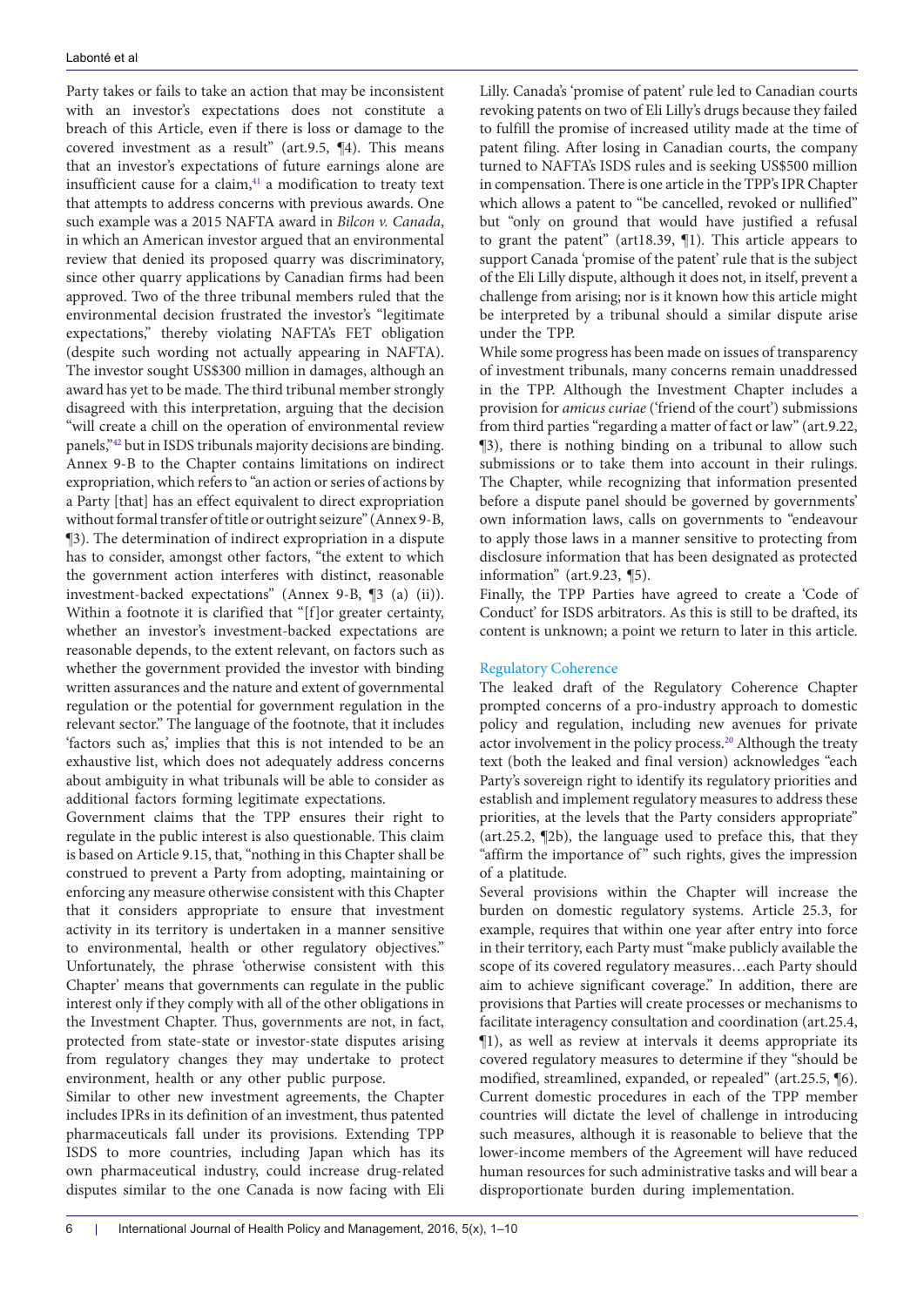Party takes or fails to take an action that may be inconsistent with an investor's expectations does not constitute a breach of this Article, even if there is loss or damage to the covered investment as a result" (art.9.5, ¶4). This means that an investor's expectations of future earnings alone are insufficient cause for a claim,[41] a modification to treaty text that attempts to address concerns with previous awards. One such example was a 2015 NAFTA award in *Bilcon v. Canada*, in which an American investor argued that an environmental review that denied its proposed quarry was discriminatory, since other quarry applications by Canadian firms had been approved. Two of the three tribunal members ruled that the environmental decision frustrated the investor's "legitimate expectations," thereby violating NAFTA's FET obligation (despite such wording not actually appearing in NAFTA). The investor sought US$300 million in damages, although an award has yet to be made. The third tribunal member strongly disagreed with this interpretation, arguing that the decision "will create a chill on the operation of environmental review panels,"[42] but in ISDS tribunals majority decisions are binding. Annex 9-B to the Chapter contains limitations on indirect expropriation, which refers to "an action or series of actions by a Party [that] has an effect equivalent to direct expropriation without formal transfer of title or outright seizure" (Annex 9-B, ¶3). The determination of indirect expropriation in a dispute has to consider, amongst other factors, "the extent to which the government action interferes with distinct, reasonable investment-backed expectations" (Annex 9-B, ¶3 (a) (ii)). Within a footnote it is clarified that "[f]or greater certainty, whether an investor's investment-backed expectations are reasonable depends, to the extent relevant, on factors such as whether the government provided the investor with binding written assurances and the nature and extent of governmental regulation or the potential for government regulation in the relevant sector." The language of the footnote, that it includes 'factors such as,' implies that this is not intended to be an exhaustive list, which does not adequately address concerns about ambiguity in what tribunals will be able to consider as additional factors forming legitimate expectations.

Government claims that the TPP ensures their right to regulate in the public interest is also questionable. This claim is based on Article 9.15, that, "nothing in this Chapter shall be construed to prevent a Party from adopting, maintaining or enforcing any measure otherwise consistent with this Chapter that it considers appropriate to ensure that investment activity in its territory is undertaken in a manner sensitive to environmental, health or other regulatory objectives." Unfortunately, the phrase 'otherwise consistent with this Chapter' means that governments can regulate in the public interest only if they comply with all of the other obligations in the Investment Chapter. Thus, governments are not, in fact, protected from state-state or investor-state disputes arising from regulatory changes they may undertake to protect environment, health or any other public purpose.

Similar to other new investment agreements, the Chapter includes IPRs in its definition of an investment, thus patented pharmaceuticals fall under its provisions. Extending TPP ISDS to more countries, including Japan which has its own pharmaceutical industry, could increase drug-related disputes similar to the one Canada is now facing with Eli Lilly. Canada's 'promise of patent' rule led to Canadian courts revoking patents on two of Eli Lilly's drugs because they failed to fulfill the promise of increased utility made at the time of patent filing. After losing in Canadian courts, the company turned to NAFTA's ISDS rules and is seeking US$500 million in compensation. There is one article in the TPP's IPR Chapter which allows a patent to "be cancelled, revoked or nullified" but "only on ground that would have justified a refusal to grant the patent" (art18.39, ¶1). This article appears to support Canada 'promise of the patent' rule that is the subject of the Eli Lilly dispute, although it does not, in itself, prevent a challenge from arising; nor is it known how this article might be interpreted by a tribunal should a similar dispute arise under the TPP.

While some progress has been made on issues of transparency of investment tribunals, many concerns remain unaddressed in the TPP. Although the Investment Chapter includes a provision for *amicus curiae* ('friend of the court') submissions from third parties "regarding a matter of fact or law" (art.9.22, ¶3), there is nothing binding on a tribunal to allow such submissions or to take them into account in their rulings. The Chapter, while recognizing that information presented before a dispute panel should be governed by governments' own information laws, calls on governments to "endeavour to apply those laws in a manner sensitive to protecting from disclosure information that has been designated as protected information" (art.9.23, ¶5).

Finally, the TPP Parties have agreed to create a 'Code of Conduct' for ISDS arbitrators. As this is still to be drafted, its content is unknown; a point we return to later in this article.

## Regulatory Coherence

The leaked draft of the Regulatory Coherence Chapter prompted concerns of a pro-industry approach to domestic policy and regulation, including new avenues for private actor involvement in the policy process.[20] Although the treaty text (both the leaked and final version) acknowledges "each Party's sovereign right to identify its regulatory priorities and establish and implement regulatory measures to address these priorities, at the levels that the Party considers appropriate" (art.25.2, ¶2b), the language used to preface this, that they "affirm the importance of" such rights, gives the impression of a platitude.

Several provisions within the Chapter will increase the burden on domestic regulatory systems. Article 25.3, for example, requires that within one year after entry into force in their territory, each Party must "make publicly available the scope of its covered regulatory measures…each Party should aim to achieve significant coverage." In addition, there are provisions that Parties will create processes or mechanisms to facilitate interagency consultation and coordination (art.25.4, ¶1), as well as review at intervals it deems appropriate its covered regulatory measures to determine if they "should be modified, streamlined, expanded, or repealed" (art.25.5, ¶6). Current domestic procedures in each of the TPP member countries will dictate the level of challenge in introducing such measures, although it is reasonable to believe that the lower-income members of the Agreement will have reduced human resources for such administrative tasks and will bear a disproportionate burden during implementation.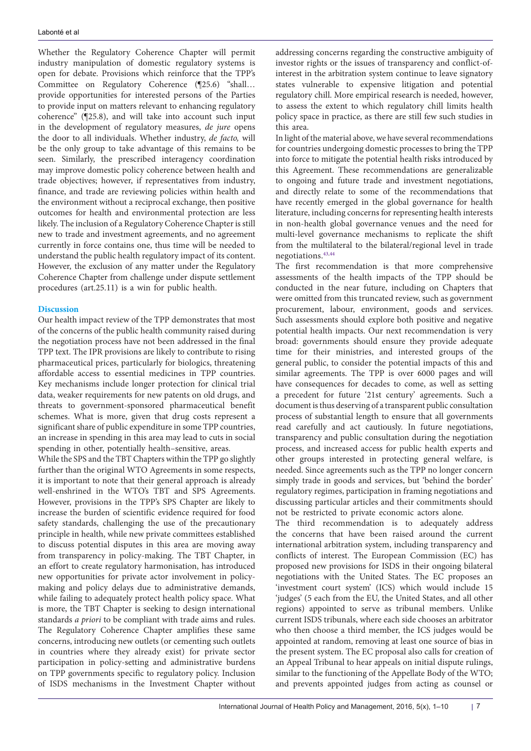Whether the Regulatory Coherence Chapter will permit industry manipulation of domestic regulatory systems is open for debate. Provisions which reinforce that the TPP's Committee on Regulatory Coherence (¶25.6) "shall… provide opportunities for interested persons of the Parties to provide input on matters relevant to enhancing regulatory coherence" (¶25.8), and will take into account such input in the development of regulatory measures, *de jure* opens the door to all individuals. Whether industry, *de facto,* will be the only group to take advantage of this remains to be seen. Similarly, the prescribed interagency coordination may improve domestic policy coherence between health and trade objectives; however, if representatives from industry, finance, and trade are reviewing policies within health and the environment without a reciprocal exchange, then positive outcomes for health and environmental protection are less likely. The inclusion of a Regulatory Coherence Chapter is still new to trade and investment agreements, and no agreement currently in force contains one, thus time will be needed to understand the public health regulatory impact of its content. However, the exclusion of any matter under the Regulatory Coherence Chapter from challenge under dispute settlement procedures (art.25.11) is a win for public health.

## Discussion

Our health impact review of the TPP demonstrates that most of the concerns of the public health community raised during the negotiation process have not been addressed in the final TPP text. The IPR provisions are likely to contribute to rising pharmaceutical prices, particularly for biologics, threatening affordable access to essential medicines in TPP countries. Key mechanisms include longer protection for clinical trial data, weaker requirements for new patents on old drugs, and threats to government-sponsored pharmaceutical benefit schemes. What is more, given that drug costs represent a significant share of public expenditure in some TPP countries, an increase in spending in this area may lead to cuts in social spending in other, potentially health–sensitive, areas.

While the SPS and the TBT Chapters within the TPP go slightly further than the original WTO Agreements in some respects, it is important to note that their general approach is already well-enshrined in the WTO's TBT and SPS Agreements. However, provisions in the TPP's SPS Chapter are likely to increase the burden of scientific evidence required for food safety standards, challenging the use of the precautionary principle in health, while new private committees established to discuss potential disputes in this area are moving away from transparency in policy-making. The TBT Chapter, in an effort to create regulatory harmonisation, has introduced new opportunities for private actor involvement in policy-making and policy delays due to administrative demands, while failing to adequately protect health policy space. What is more, the TBT Chapter is seeking to design international standards *a priori* to be compliant with trade aims and rules. The Regulatory Coherence Chapter amplifies these same concerns, introducing new outlets (or cementing such outlets in countries where they already exist) for private sector participation in policy-setting and administrative burdens on TPP governments specific to regulatory policy. Inclusion of ISDS mechanisms in the Investment Chapter without addressing concerns regarding the constructive ambiguity of investor rights or the issues of transparency and conflict-of-interest in the arbitration system continue to leave signatory states vulnerable to expensive litigation and potential regulatory chill. More empirical research is needed, however, to assess the extent to which regulatory chill limits health policy space in practice, as there are still few such studies in this area.

In light of the material above, we have several recommendations for countries undergoing domestic processes to bring the TPP into force to mitigate the potential health risks introduced by this Agreement. These recommendations are generalizable to ongoing and future trade and investment negotiations, and directly relate to some of the recommendations that have recently emerged in the global governance for health literature, including concerns for representing health interests in non-health global governance venues and the need for multi-level governance mechanisms to replicate the shift from the multilateral to the bilateral/regional level in trade negotiations.[43,44]

The first recommendation is that more comprehensive assessments of the health impacts of the TPP should be conducted in the near future, including on Chapters that were omitted from this truncated review, such as government procurement, labour, environment, goods and services. Such assessments should explore both positive and negative potential health impacts. Our next recommendation is very broad: governments should ensure they provide adequate time for their ministries, and interested groups of the general public, to consider the potential impacts of this and similar agreements. The TPP is over 6000 pages and will have consequences for decades to come, as well as setting a precedent for future '21st century' agreements. Such a document is thus deserving of a transparent public consultation process of substantial length to ensure that all governments read carefully and act cautiously. In future negotiations, transparency and public consultation during the negotiation process, and increased access for public health experts and other groups interested in protecting general welfare, is needed. Since agreements such as the TPP no longer concern simply trade in goods and services, but 'behind the border' regulatory regimes, participation in framing negotiations and discussing particular articles and their commitments should not be restricted to private economic actors alone.

The third recommendation is to adequately address the concerns that have been raised around the current international arbitration system, including transparency and conflicts of interest. The European Commission (EC) has proposed new provisions for ISDS in their ongoing bilateral negotiations with the United States. The EC proposes an 'investment court system' (ICS) which would include 15 'judges' (5 each from the EU, the United States, and all other regions) appointed to serve as tribunal members. Unlike current ISDS tribunals, where each side chooses an arbitrator who then choose a third member, the ICS judges would be appointed at random, removing at least one source of bias in the present system. The EC proposal also calls for creation of an Appeal Tribunal to hear appeals on initial dispute rulings, similar to the functioning of the Appellate Body of the WTO; and prevents appointed judges from acting as counsel or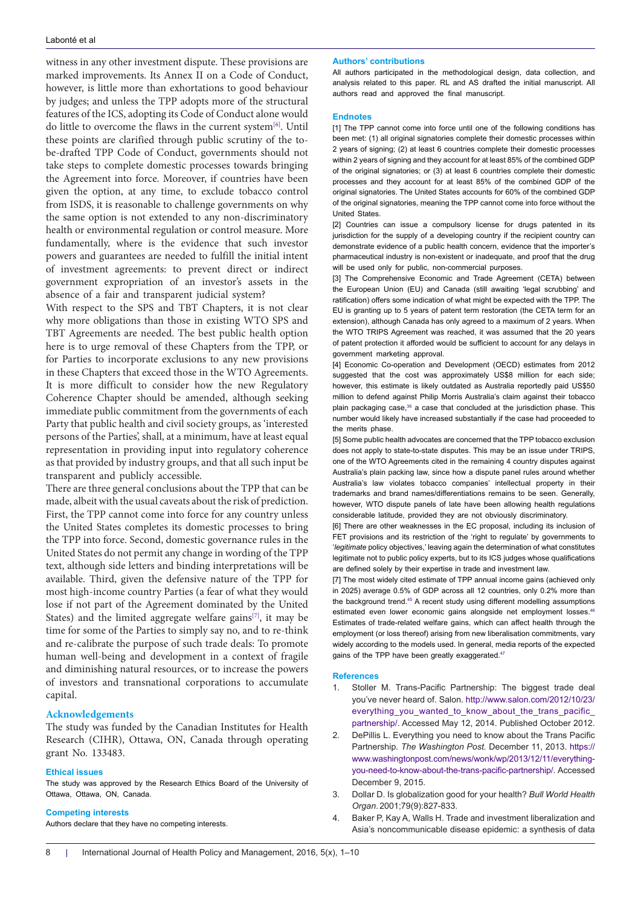witness in any other investment dispute. These provisions are marked improvements. Its Annex II on a Code of Conduct, however, is little more than exhortations to good behaviour by judges; and unless the TPP adopts more of the structural features of the ICS, adopting its Code of Conduct alone would do little to overcome the flaws in the current system[6]. Until these points are clarified through public scrutiny of the to-be-drafted TPP Code of Conduct, governments should not take steps to complete domestic processes towards bringing the Agreement into force. Moreover, if countries have been given the option, at any time, to exclude tobacco control from ISDS, it is reasonable to challenge governments on why the same option is not extended to any non-discriminatory health or environmental regulation or control measure. More fundamentally, where is the evidence that such investor powers and guarantees are needed to fulfill the initial intent of investment agreements: to prevent direct or indirect government expropriation of an investor's assets in the absence of a fair and transparent judicial system?

With respect to the SPS and TBT Chapters, it is not clear why more obligations than those in existing WTO SPS and TBT Agreements are needed. The best public health option here is to urge removal of these Chapters from the TPP, or for Parties to incorporate exclusions to any new provisions in these Chapters that exceed those in the WTO Agreements. It is more difficult to consider how the new Regulatory Coherence Chapter should be amended, although seeking immediate public commitment from the governments of each Party that public health and civil society groups, as 'interested persons of the Parties', shall, at a minimum, have at least equal representation in providing input into regulatory coherence as that provided by industry groups, and that all such input be transparent and publicly accessible.

There are three general conclusions about the TPP that can be made, albeit with the usual caveats about the risk of prediction. First, the TPP cannot come into force for any country unless the United States completes its domestic processes to bring the TPP into force. Second, domestic governance rules in the United States do not permit any change in wording of the TPP text, although side letters and binding interpretations will be available. Third, given the defensive nature of the TPP for most high-income country Parties (a fear of what they would lose if not part of the Agreement dominated by the United States) and the limited aggregate welfare gains[7], it may be time for some of the Parties to simply say no, and to re-think and re-calibrate the purpose of such trade deals: To promote human well-being and development in a context of fragile and diminishing natural resources, or to increase the powers of investors and transnational corporations to accumulate capital.

## Acknowledgements

The study was funded by the Canadian Institutes for Health Research (CIHR), Ottawa, ON, Canada through operating grant No. 133483.

### Ethical issues

The study was approved by the Research Ethics Board of the University of Ottawa, Ottawa, ON, Canada.

### Competing interests

Authors declare that they have no competing interests.

### Authors' contributions

All authors participated in the methodological design, data collection, and analysis related to this paper. RL and AS drafted the initial manuscript. All authors read and approved the final manuscript.

### Endnotes

[1] The TPP cannot come into force until one of the following conditions has been met: (1) all original signatories complete their domestic processes within 2 years of signing; (2) at least 6 countries complete their domestic processes within 2 years of signing and they account for at least 85% of the combined GDP of the original signatories; or (3) at least 6 countries complete their domestic processes and they account for at least 85% of the combined GDP of the original signatories. The United States accounts for 60% of the combined GDP of the original signatories, meaning the TPP cannot come into force without the United States.

[2] Countries can issue a compulsory license for drugs patented in its jurisdiction for the supply of a developing country if the recipient country can demonstrate evidence of a public health concern, evidence that the importer's pharmaceutical industry is non-existent or inadequate, and proof that the drug will be used only for public, non-commercial purposes.

[3] The Comprehensive Economic and Trade Agreement (CETA) between the European Union (EU) and Canada (still awaiting 'legal scrubbing' and ratification) offers some indication of what might be expected with the TPP. The EU is granting up to 5 years of patent term restoration (the CETA term for an extension), although Canada has only agreed to a maximum of 2 years. When the WTO TRIPS Agreement was reached, it was assumed that the 20 years of patent protection it afforded would be sufficient to account for any delays in government marketing approval.

[4] Economic Co-operation and Development (OECD) estimates from 2012 suggested that the cost was approximately US$8 million for each side; however, this estimate is likely outdated as Australia reportedly paid US$50 million to defend against Philip Morris Australia's claim against their tobacco plain packaging case,[36] a case that concluded at the jurisdiction phase. This number would likely have increased substantially if the case had proceeded to the merits phase.

[5] Some public health advocates are concerned that the TPP tobacco exclusion does not apply to state-to-state disputes. This may be an issue under TRIPS, one of the WTO Agreements cited in the remaining 4 country disputes against Australia's plain packing law, since how a dispute panel rules around whether Australia's law violates tobacco companies' intellectual property in their trademarks and brand names/differentiations remains to be seen. Generally, however, WTO dispute panels of late have been allowing health regulations considerable latitude, provided they are not obviously discriminatory.

[6] There are other weaknesses in the EC proposal, including its inclusion of FET provisions and its restriction of the 'right to regulate' by governments to '*legitimate* policy objectives,' leaving again the determination of what constitutes legitimate not to public policy experts, but to its ICS judges whose qualifications are defined solely by their expertise in trade and investment law.

[7] The most widely cited estimate of TPP annual income gains (achieved only in 2025) average 0.5% of GDP across all 12 countries, only 0.2% more than the background trend.[45] A recent study using different modelling assumptions estimated even lower economic gains alongside net employment losses.[46] Estimates of trade-related welfare gains, which can affect health through the employment (or loss thereof) arising from new liberalisation commitments, vary widely according to the models used. In general, media reports of the expected gains of the TPP have been greatly exaggerated.[47]

### References

1. Stoller M. Trans-Pacific Partnership: The biggest trade deal you've never heard of. Salon. http://www.salon.com/2012/10/23/everything_you_wanted_to_know_about_the_trans_pacific_partnership/. Accessed May 12, 2014. Published October 2012.
2. DePillis L. Everything you need to know about the Trans Pacific Partnership. *The Washington Post.* December 11, 2013. https://www.washingtonpost.com/news/wonk/wp/2013/12/11/everything-you-need-to-know-about-the-trans-pacific-partnership/. Accessed December 9, 2015.
3. Dollar D. Is globalization good for your health? *Bull World Health Organ.* 2001;79(9):827-833.
4. Baker P, Kay A, Walls H. Trade and investment liberalization and Asia's noncommunicable disease epidemic: a synthesis of data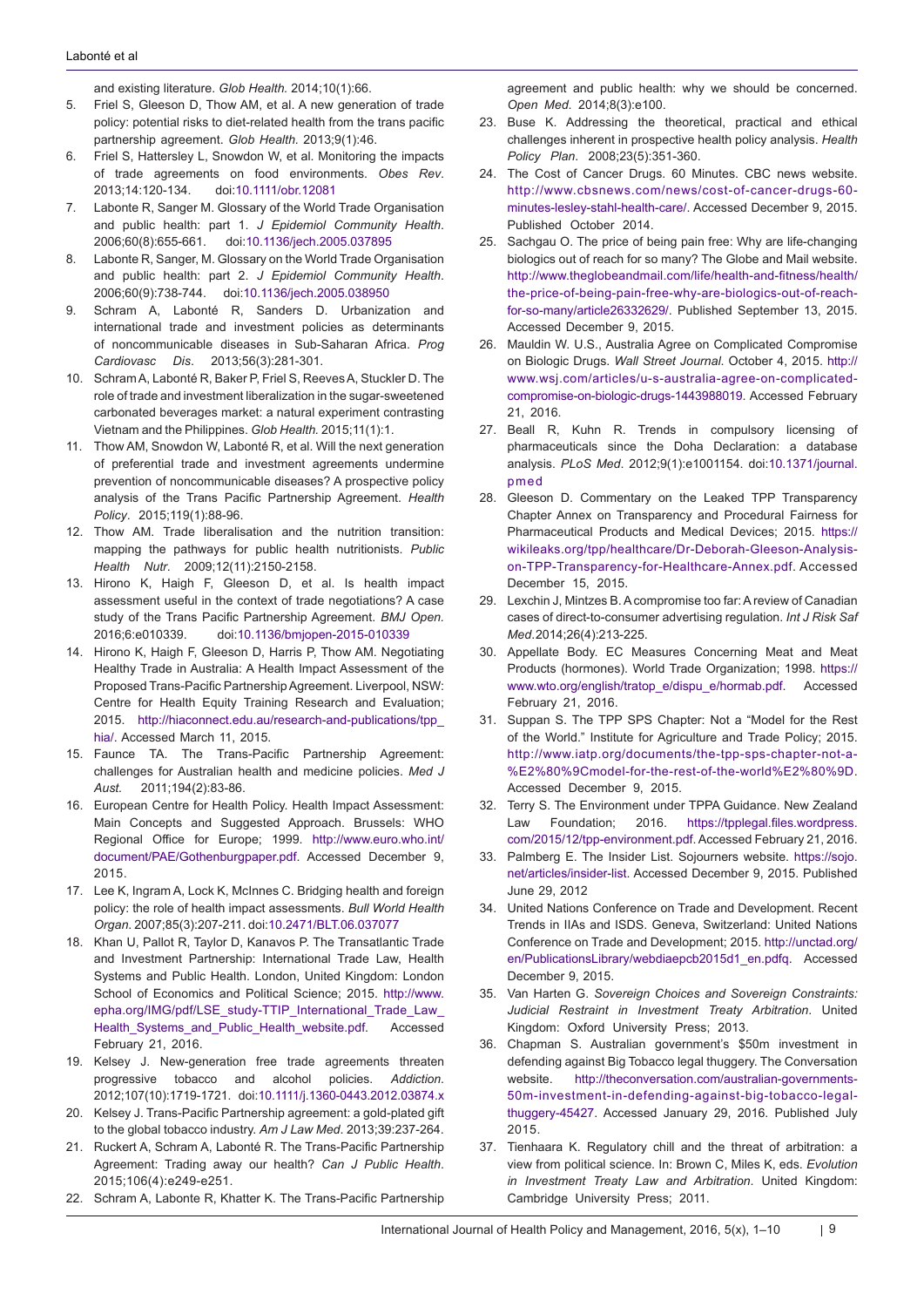and existing literature. *Glob Health.* 2014;10(1):66.

5. Friel S, Gleeson D, Thow AM, et al. A new generation of trade policy: potential risks to diet-related health from the trans pacific partnership agreement. *Glob Health.* 2013;9(1):46.
6. Friel S, Hattersley L, Snowdon W, et al. Monitoring the impacts of trade agreements on food environments. *Obes Rev*. 2013;14:120-134. doi:10.1111/obr.12081
7. Labonte R, Sanger M. Glossary of the World Trade Organisation and public health: part 1. *J Epidemiol Community Health*. 2006;60(8):655-661. doi:10.1136/jech.2005.037895
8. Labonte R, Sanger, M. Glossary on the World Trade Organisation and public health: part 2. *J Epidemiol Community Health*. 2006;60(9):738-744. doi:10.1136/jech.2005.038950
9. Schram A, Labonté R, Sanders D. Urbanization and international trade and investment policies as determinants of noncommunicable diseases in Sub-Saharan Africa. *Prog Cardiovasc Dis*. 2013;56(3):281-301.
10. Schram A, Labonté R, Baker P, Friel S, Reeves A, Stuckler D. The role of trade and investment liberalization in the sugar-sweetened carbonated beverages market: a natural experiment contrasting Vietnam and the Philippines. *Glob Health.* 2015;11(1):1.
11. Thow AM, Snowdon W, Labonté R, et al. Will the next generation of preferential trade and investment agreements undermine prevention of noncommunicable diseases? A prospective policy analysis of the Trans Pacific Partnership Agreement. *Health Policy*. 2015;119(1):88-96.
12. Thow AM. Trade liberalisation and the nutrition transition: mapping the pathways for public health nutritionists. *Public Health Nutr*. 2009;12(11):2150-2158.
13. Hirono K, Haigh F, Gleeson D, et al. Is health impact assessment useful in the context of trade negotiations? A case study of the Trans Pacific Partnership Agreement. *BMJ Open.* 2016;6:e010339. doi:10.1136/bmjopen-2015-010339
14. Hirono K, Haigh F, Gleeson D, Harris P, Thow AM. Negotiating Healthy Trade in Australia: A Health Impact Assessment of the Proposed Trans-Pacific Partnership Agreement. Liverpool, NSW: Centre for Health Equity Training Research and Evaluation; 2015. http://hiaconnect.edu.au/research-and-publications/tpp_hia/. Accessed March 11, 2015.
15. Faunce TA. The Trans-Pacific Partnership Agreement: challenges for Australian health and medicine policies. *Med J Aust.* 2011;194(2):83-86.
16. European Centre for Health Policy. Health Impact Assessment: Main Concepts and Suggested Approach. Brussels: WHO Regional Office for Europe; 1999. http://www.euro.who.int/document/PAE/Gothenburgpaper.pdf. Accessed December 9, 2015.
17. Lee K, Ingram A, Lock K, McInnes C. Bridging health and foreign policy: the role of health impact assessments. *Bull World Health Organ*. 2007;85(3):207-211. doi:10.2471/BLT.06.037077
18. Khan U, Pallot R, Taylor D, Kanavos P. The Transatlantic Trade and Investment Partnership: International Trade Law, Health Systems and Public Health. London, United Kingdom: London School of Economics and Political Science; 2015. http://www.epha.org/IMG/pdf/LSE_study-TTIP_International_Trade_Law_Health_Systems_and_Public_Health_website.pdf. Accessed February 21, 2016.
19. Kelsey J. New-generation free trade agreements threaten progressive tobacco and alcohol policies. *Addiction*. 2012;107(10):1719-1721. doi:10.1111/j.1360-0443.2012.03874.x
20. Kelsey J. Trans-Pacific Partnership agreement: a gold-plated gift to the global tobacco industry. *Am J Law Med*. 2013;39:237-264.
21. Ruckert A, Schram A, Labonté R. The Trans-Pacific Partnership Agreement: Trading away our health? *Can J Public Health*. 2015;106(4):e249-e251.
22. Schram A, Labonte R, Khatter K. The Trans-Pacific Partnership agreement and public health: why we should be concerned. *Open Med*. 2014;8(3):e100.
23. Buse K. Addressing the theoretical, practical and ethical challenges inherent in prospective health policy analysis. *Health Policy Plan*. 2008;23(5):351-360.
24. The Cost of Cancer Drugs. 60 Minutes. CBC news website. http://www.cbsnews.com/news/cost-of-cancer-drugs-60-minutes-lesley-stahl-health-care/. Accessed December 9, 2015. Published October 2014.
25. Sachgau O. The price of being pain free: Why are life-changing biologics out of reach for so many? The Globe and Mail website. http://www.theglobeandmail.com/life/health-and-fitness/health/the-price-of-being-pain-free-why-are-biologics-out-of-reach-for-so-many/article26332629/. Published September 13, 2015. Accessed December 9, 2015.
26. Mauldin W. U.S., Australia Agree on Complicated Compromise on Biologic Drugs. *Wall Street Journal*. October 4, 2015. http://www.wsj.com/articles/u-s-australia-agree-on-complicated-compromise-on-biologic-drugs-1443988019. Accessed February 21, 2016.
27. Beall R, Kuhn R. Trends in compulsory licensing of pharmaceuticals since the Doha Declaration: a database analysis. *PLoS Med*. 2012;9(1):e1001154. doi:10.1371/journal.pmed
28. Gleeson D. Commentary on the Leaked TPP Transparency Chapter Annex on Transparency and Procedural Fairness for Pharmaceutical Products and Medical Devices; 2015. https://wikileaks.org/tpp/healthcare/Dr-Deborah-Gleeson-Analysis-on-TPP-Transparency-for-Healthcare-Annex.pdf. Accessed December 15, 2015.
29. Lexchin J, Mintzes B. A compromise too far: A review of Canadian cases of direct-to-consumer advertising regulation. *Int J Risk Saf Med*. 2014;26(4):213-225.
30. Appellate Body. EC Measures Concerning Meat and Meat Products (hormones). World Trade Organization; 1998. https://www.wto.org/english/tratop_e/dispu_e/hormab.pdf. Accessed February 21, 2016.
31. Suppan S. The TPP SPS Chapter: Not a "Model for the Rest of the World." Institute for Agriculture and Trade Policy; 2015. http://www.iatp.org/documents/the-tpp-sps-chapter-not-a-%E2%80%9Cmodel-for-the-rest-of-the-world%E2%80%9D. Accessed December 9, 2015.
32. Terry S. The Environment under TPPA Guidance. New Zealand Law Foundation; 2016. https://tpplegal.files.wordpress.com/2015/12/tpp-environment.pdf. Accessed February 21, 2016.
33. Palmberg E. The Insider List. Sojourners website. https://sojo.net/articles/insider-list. Accessed December 9, 2015. Published June 29, 2012
34. United Nations Conference on Trade and Development. Recent Trends in IIAs and ISDS. Geneva, Switzerland: United Nations Conference on Trade and Development; 2015. http://unctad.org/en/PublicationsLibrary/webdiaepcb2015d1_en.pdfq. Accessed December 9, 2015.
35. Van Harten G. *Sovereign Choices and Sovereign Constraints: Judicial Restraint in Investment Treaty Arbitration*. United Kingdom: Oxford University Press; 2013.
36. Chapman S. Australian government's $50m investment in defending against Big Tobacco legal thuggery. The Conversation website. http://theconversation.com/australian-governments-50m-investment-in-defending-against-big-tobacco-legal-thuggery-45427. Accessed January 29, 2016. Published July 2015.
37. Tienhaara K. Regulatory chill and the threat of arbitration: a view from political science. In: Brown C, Miles K, eds. *Evolution in Investment Treaty Law and Arbitration*. United Kingdom: Cambridge University Press; 2011.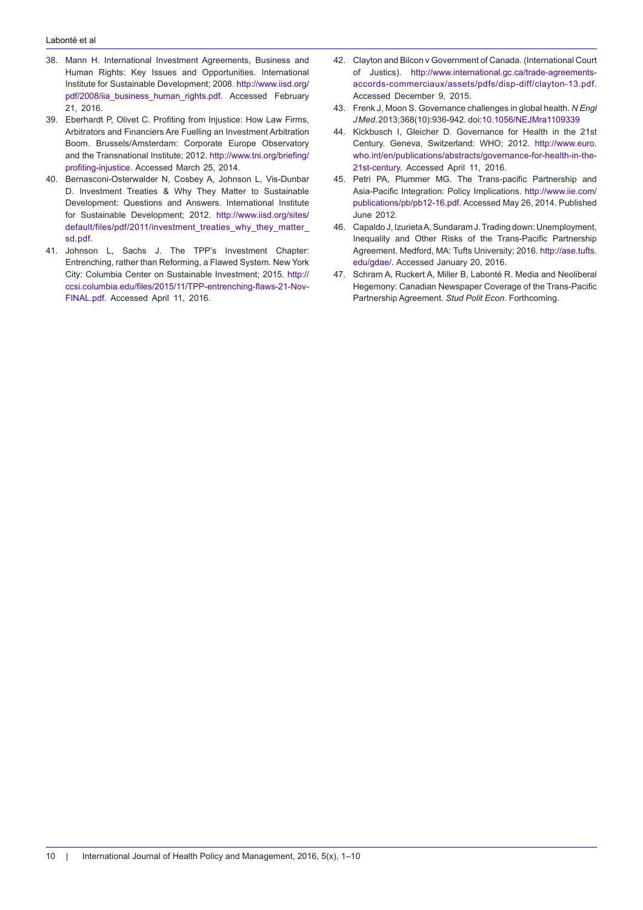38. Mann H. International Investment Agreements, Business and Human Rights: Key Issues and Opportunities. International Institute for Sustainable Development; 2008. http://www.iisd.org/pdf/2008/iia_business_human_rights.pdf. Accessed February 21, 2016.
39. Eberhardt P, Olivet C. Profiting from Injustice: How Law Firms, Arbitrators and Financiers Are Fuelling an Investment Arbitration Boom. Brussels/Amsterdam: Corporate Europe Observatory and the Transnational Institute; 2012. http://www.tni.org/briefing/profiting-injustice. Accessed March 25, 2014.
40. Bernasconi-Osterwalder N, Cosbey A, Johnson L, Vis-Dunbar D. Investment Treaties & Why They Matter to Sustainable Development: Questions and Answers. International Institute for Sustainable Development; 2012. http://www.iisd.org/sites/default/files/pdf/2011/investment_treaties_why_they_matter_sd.pdf.
41. Johnson L, Sachs J. The TPP's Investment Chapter: Entrenching, rather than Reforming, a Flawed System. New York City: Columbia Center on Sustainable Investment; 2015. http://ccsi.columbia.edu/files/2015/11/TPP-entrenching-flaws-21-Nov-FINAL.pdf. Accessed April 11, 2016.
42. Clayton and Bilcon v Government of Canada. (International Court of Justics). http://www.international.gc.ca/trade-agreements-accords-commerciaux/assets/pdfs/disp-diff/clayton-13.pdf. Accessed December 9, 2015.
43. Frenk J, Moon S. Governance challenges in global health. *N Engl J Med*. 2013;368(10):936-942. doi:10.1056/NEJMra1109339
44. Kickbusch I, Gleicher D. Governance for Health in the 21st Century. Geneva, Switzerland: WHO; 2012. http://www.euro.who.int/en/publications/abstracts/governance-for-health-in-the-21st-century. Accessed April 11, 2016.
45. Petri PA, Plummer MG. The Trans-pacific Partnership and Asia-Pacific Integration: Policy Implications. http://www.iie.com/publications/pb/pb12-16.pdf. Accessed May 26, 2014. Published June 2012.
46. Capaldo J, Izurieta A, Sundaram J. Trading down: Unemployment, Inequality and Other Risks of the Trans-Pacific Partnership Agreement. Medford, MA: Tufts University; 2016. http://ase.tufts.edu/gdae/. Accessed January 20, 2016.
47. Schram A, Ruckert A, Miller B, Labonté R. Media and Neoliberal Hegemony: Canadian Newspaper Coverage of the Trans-Pacific Partnership Agreement. *Stud Polit Econ*. Forthcoming.